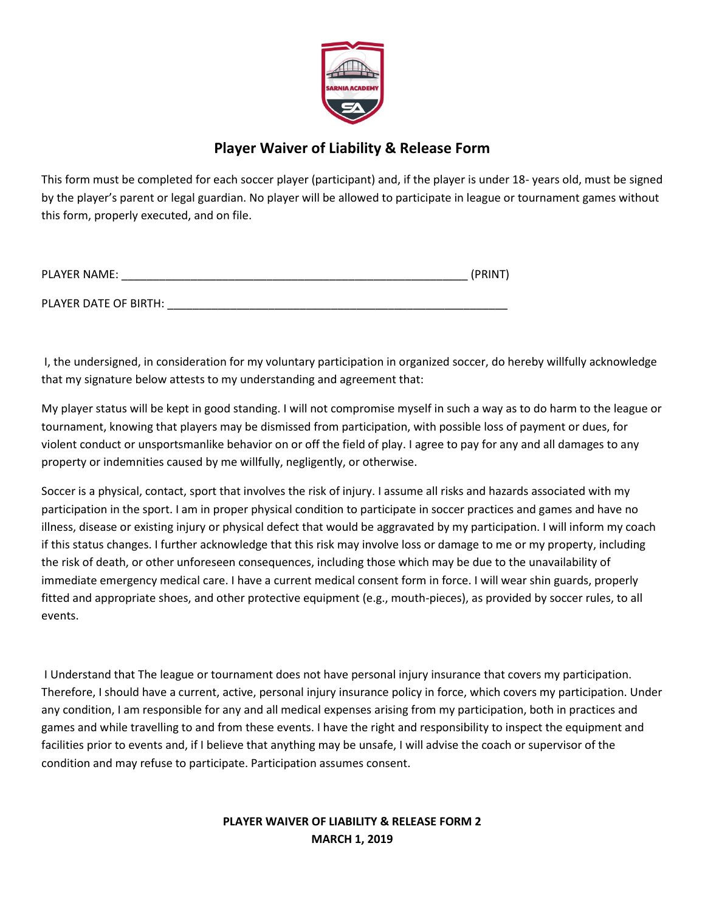# Player Waiver of Liability & Release Form

This form must be completed for each soccer player (participant) and, if the player is under 18- years old, must be signed by the player's parent or legal guardian. No player will be allowed to participate in league or tournament games without this form, properly executed, and on file.

PLAYER NAME: _______________________________________________________ (PRINT)

PLAYER DATE OF BIRTH: ______________________________________________________

I, the undersigned, in consideration for my voluntary participation in organized soccer, do hereby willfully acknowledge that my signature below attests to my understanding and agreement that:

My player status will be kept in good standing. I will not compromise myself in such a way as to do harm to the league or tournament, knowing that players may be dismissed from participation, with possible loss of payment or dues, for violent conduct or unsportsmanlike behavior on or off the field of play. I agree to pay for any and all damages to any property or indemnities caused by me willfully, negligently, or otherwise.

Soccer is a physical, contact, sport that involves the risk of injury. I assume all risks and hazards associated with my participation in the sport. I am in proper physical condition to participate in soccer practices and games and have no illness, disease or existing injury or physical defect that would be aggravated by my participation. I will inform my coach if this status changes. I further acknowledge that this risk may involve loss or damage to me or my property, including the risk of death, or other unforeseen consequences, including those which may be due to the unavailability of immediate emergency medical care. I have a current medical consent form in force. I will wear shin guards, properly fitted and appropriate shoes, and other protective equipment (e.g., mouth-pieces), as provided by soccer rules, to all events.

I Understand that The league or tournament does not have personal injury insurance that covers my participation. Therefore, I should have a current, active, personal injury insurance policy in force, which covers my participation. Under any condition, I am responsible for any and all medical expenses arising from my participation, both in practices and games and while travelling to and from these events. I have the right and responsibility to inspect the equipment and facilities prior to events and, if I believe that anything may be unsafe, I will advise the coach or supervisor of the condition and may refuse to participate. Participation assumes consent.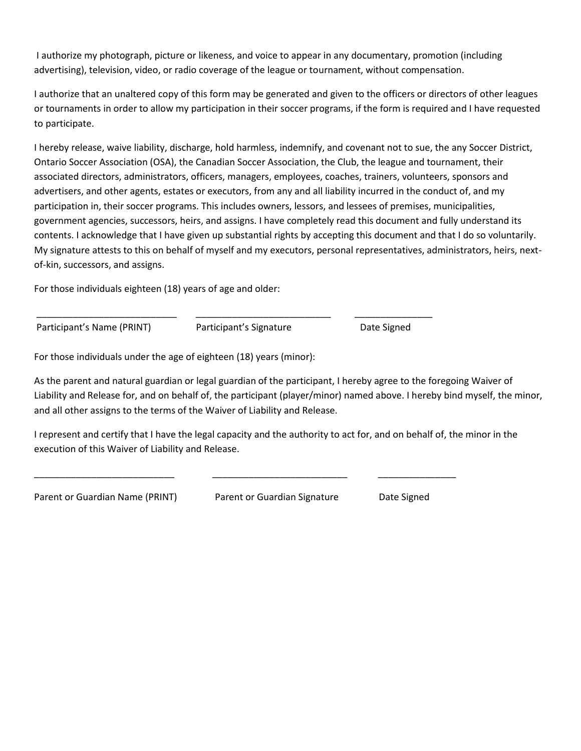I authorize my photograph, picture or likeness, and voice to appear in any documentary, promotion (including advertising), television, video, or radio coverage of the league or tournament, without compensation.

I authorize that an unaltered copy of this form may be generated and given to the officers or directors of other leagues or tournaments in order to allow my participation in their soccer programs, if the form is required and I have requested to participate.

I hereby release, waive liability, discharge, hold harmless, indemnify, and covenant not to sue, the any Soccer District, Ontario Soccer Association (OSA), the Canadian Soccer Association, the Club, the league and tournament, their associated directors, administrators, officers, managers, employees, coaches, trainers, volunteers, sponsors and advertisers, and other agents, estates or executors, from any and all liability incurred in the conduct of, and my participation in, their soccer programs. This includes owners, lessors, and lessees of premises, municipalities, government agencies, successors, heirs, and assigns. I have completely read this document and fully understand its contents. I acknowledge that I have given up substantial rights by accepting this document and that I do so voluntarily. My signature attests to this on behalf of myself and my executors, personal representatives, administrators, heirs, next-of-kin, successors, and assigns.

For those individuals eighteen (18) years of age and older:

___________________________ ___________________________ _______________

Participant's Name (PRINT) Participant's Signature Date Signed

For those individuals under the age of eighteen (18) years (minor):

As the parent and natural guardian or legal guardian of the participant, I hereby agree to the foregoing Waiver of Liability and Release for, and on behalf of, the participant (player/minor) named above. I hereby bind myself, the minor, and all other assigns to the terms of the Waiver of Liability and Release.

I represent and certify that I have the legal capacity and the authority to act for, and on behalf of, the minor in the execution of this Waiver of Liability and Release.

___________________________ ___________________________ _______________

Parent or Guardian Name (PRINT) Parent or Guardian Signature Date Signed